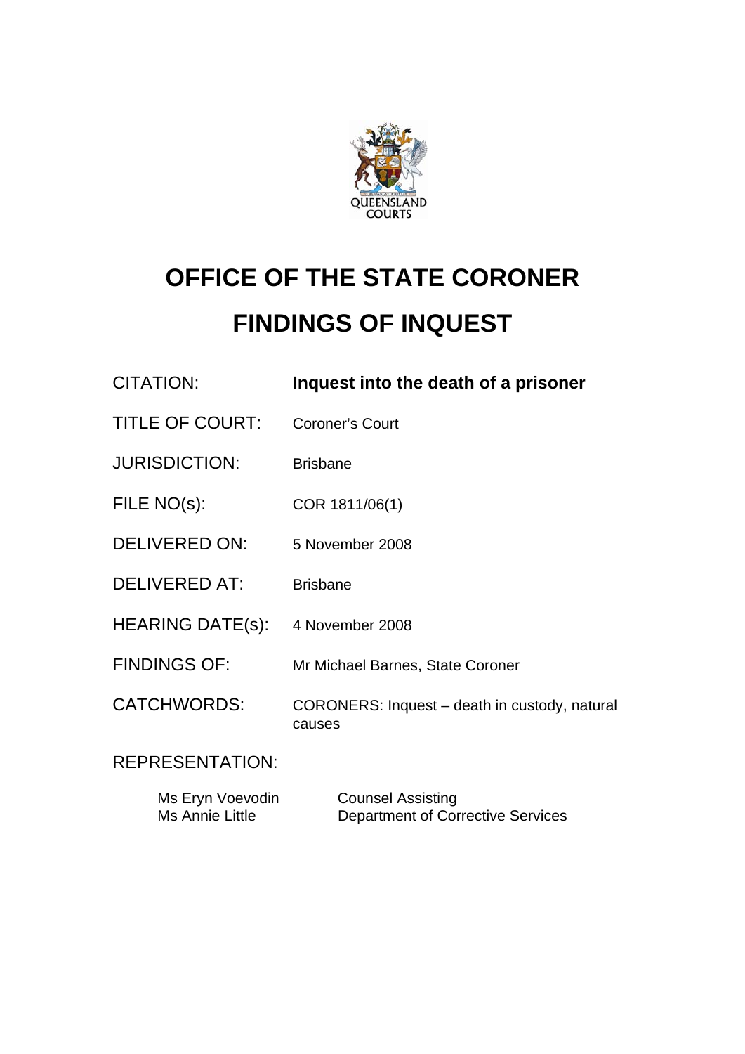# OFFICE OF THE STATE CORONER

# FINDINGS OF INQUEST

| | |
|---|---|
| CITATION: | **Inquest into the death of a prisoner** |
| TITLE OF COURT: | Coroner's Court |
| JURISDICTION: | Brisbane |
| FILE NO(s): | COR 1811/06(1) |
| DELIVERED ON: | 5 November 2008 |
| DELIVERED AT: | Brisbane |
| HEARING DATE(s): | 4 November 2008 |
| FINDINGS OF: | Mr Michael Barnes, State Coroner |
| CATCHWORDS: | CORONERS: Inquest – death in custody, natural causes |

REPRESENTATION:

| | |
|---|---|
| Ms Eryn Voevodin | Counsel Assisting |
| Ms Annie Little | Department of Corrective Services |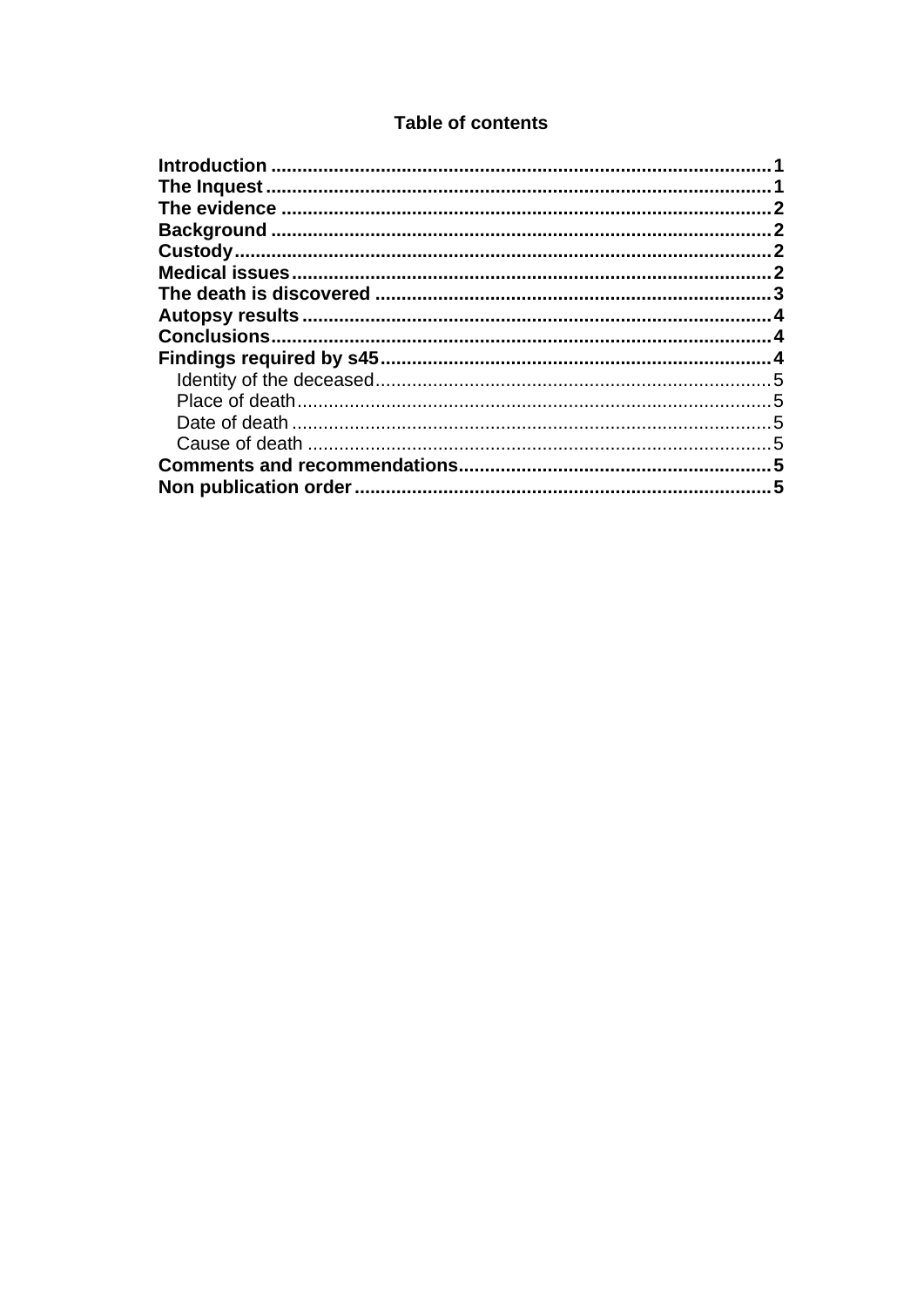## Table of contents

**Introduction** .......... **1**
**The Inquest** .......... **1**
**The evidence** .......... **2**
**Background** .......... **2**
**Custody** .......... **2**
**Medical issues** .......... **2**
**The death is discovered** .......... **3**
**Autopsy results** .......... **4**
**Conclusions** .......... **4**
**Findings required by s45** .......... **4**
- Identity of the deceased .......... 5
- Place of death .......... 5
- Date of death .......... 5
- Cause of death .......... 5

**Comments and recommendations** .......... **5**
**Non publication order** .......... **5**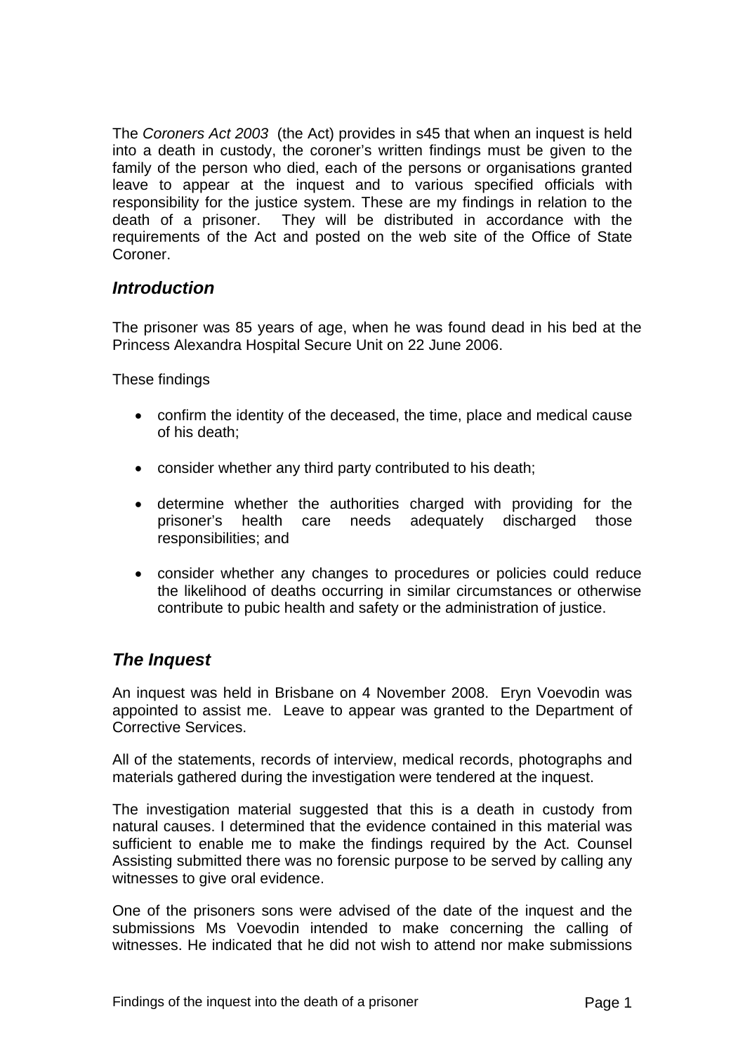The *Coroners Act 2003* (the Act) provides in s45 that when an inquest is held into a death in custody, the coroner's written findings must be given to the family of the person who died, each of the persons or organisations granted leave to appear at the inquest and to various specified officials with responsibility for the justice system. These are my findings in relation to the death of a prisoner. They will be distributed in accordance with the requirements of the Act and posted on the web site of the Office of State Coroner.

## *Introduction*

The prisoner was 85 years of age, when he was found dead in his bed at the Princess Alexandra Hospital Secure Unit on 22 June 2006.

These findings

- confirm the identity of the deceased, the time, place and medical cause of his death;
- consider whether any third party contributed to his death;
- determine whether the authorities charged with providing for the prisoner's health care needs adequately discharged those responsibilities; and
- consider whether any changes to procedures or policies could reduce the likelihood of deaths occurring in similar circumstances or otherwise contribute to pubic health and safety or the administration of justice.

## *The Inquest*

An inquest was held in Brisbane on 4 November 2008. Eryn Voevodin was appointed to assist me. Leave to appear was granted to the Department of Corrective Services.

All of the statements, records of interview, medical records, photographs and materials gathered during the investigation were tendered at the inquest.

The investigation material suggested that this is a death in custody from natural causes. I determined that the evidence contained in this material was sufficient to enable me to make the findings required by the Act. Counsel Assisting submitted there was no forensic purpose to be served by calling any witnesses to give oral evidence.

One of the prisoners sons were advised of the date of the inquest and the submissions Ms Voevodin intended to make concerning the calling of witnesses. He indicated that he did not wish to attend nor make submissions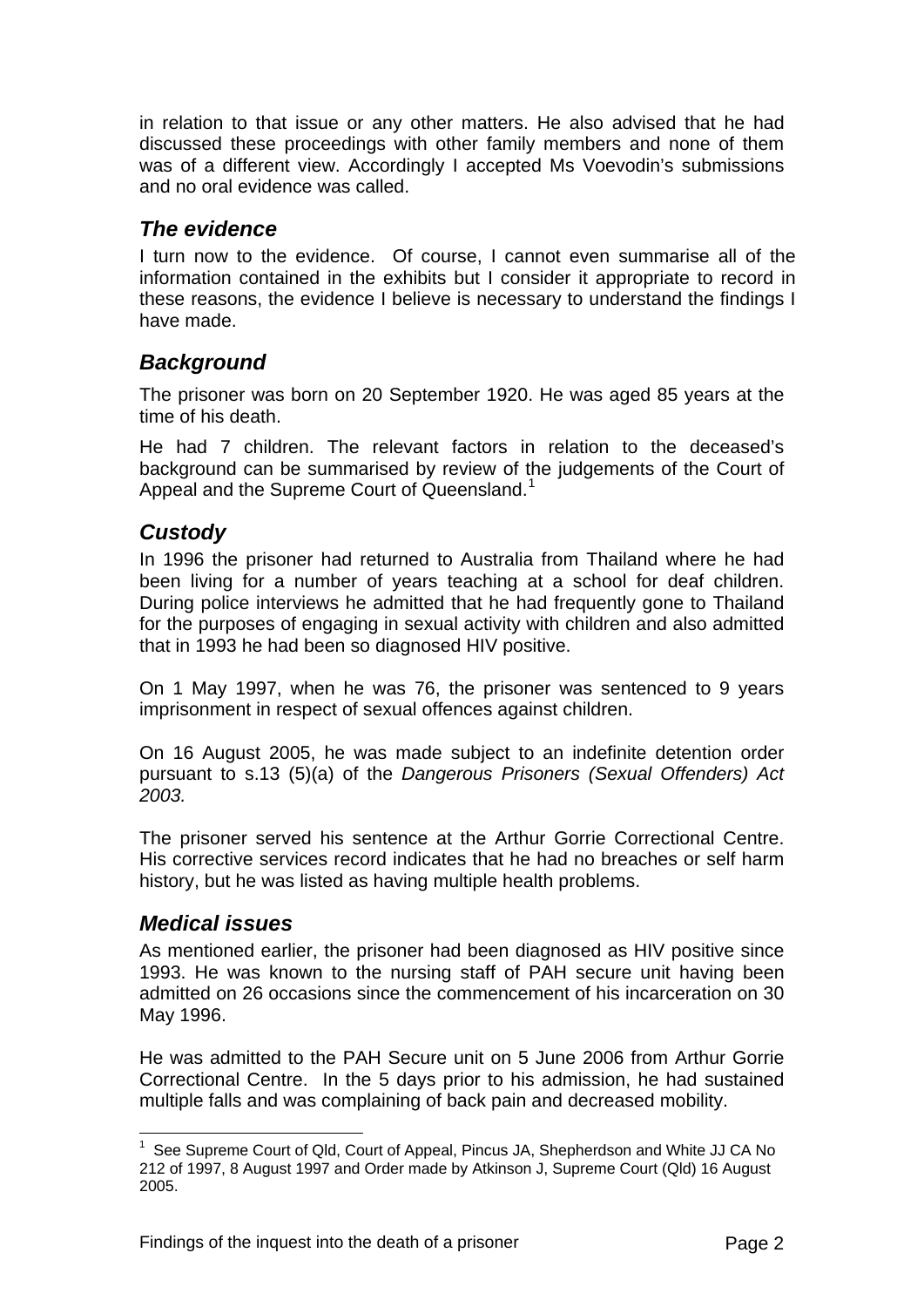in relation to that issue or any other matters. He also advised that he had discussed these proceedings with other family members and none of them was of a different view. Accordingly I accepted Ms Voevodin's submissions and no oral evidence was called.

## *The evidence*

I turn now to the evidence. Of course, I cannot even summarise all of the information contained in the exhibits but I consider it appropriate to record in these reasons, the evidence I believe is necessary to understand the findings I have made.

## *Background*

The prisoner was born on 20 September 1920. He was aged 85 years at the time of his death.

He had 7 children. The relevant factors in relation to the deceased's background can be summarised by review of the judgements of the Court of Appeal and the Supreme Court of Queensland.[1]

## *Custody*

In 1996 the prisoner had returned to Australia from Thailand where he had been living for a number of years teaching at a school for deaf children. During police interviews he admitted that he had frequently gone to Thailand for the purposes of engaging in sexual activity with children and also admitted that in 1993 he had been so diagnosed HIV positive.

On 1 May 1997, when he was 76, the prisoner was sentenced to 9 years imprisonment in respect of sexual offences against children.

On 16 August 2005, he was made subject to an indefinite detention order pursuant to s.13 (5)(a) of the *Dangerous Prisoners (Sexual Offenders) Act 2003.*

The prisoner served his sentence at the Arthur Gorrie Correctional Centre. His corrective services record indicates that he had no breaches or self harm history, but he was listed as having multiple health problems.

## *Medical issues*

As mentioned earlier, the prisoner had been diagnosed as HIV positive since 1993. He was known to the nursing staff of PAH secure unit having been admitted on 26 occasions since the commencement of his incarceration on 30 May 1996.

He was admitted to the PAH Secure unit on 5 June 2006 from Arthur Gorrie Correctional Centre. In the 5 days prior to his admission, he had sustained multiple falls and was complaining of back pain and decreased mobility.

---

[1] See Supreme Court of Qld, Court of Appeal, Pincus JA, Shepherdson and White JJ CA No 212 of 1997, 8 August 1997 and Order made by Atkinson J, Supreme Court (Qld) 16 August 2005.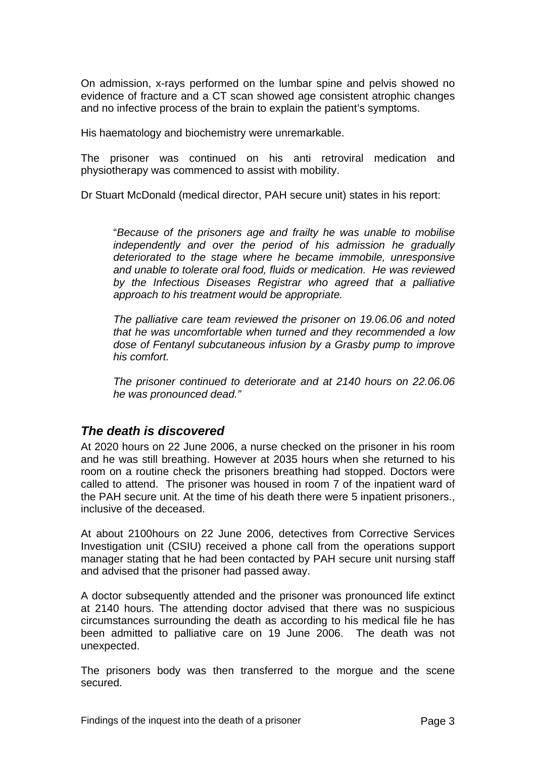On admission, x-rays performed on the lumbar spine and pelvis showed no evidence of fracture and a CT scan showed age consistent atrophic changes and no infective process of the brain to explain the patient's symptoms.

His haematology and biochemistry were unremarkable.

The prisoner was continued on his anti retroviral medication and physiotherapy was commenced to assist with mobility.

Dr Stuart McDonald (medical director, PAH secure unit) states in his report:

> "*Because of the prisoners age and frailty he was unable to mobilise independently and over the period of his admission he gradually deteriorated to the stage where he became immobile, unresponsive and unable to tolerate oral food, fluids or medication. He was reviewed by the Infectious Diseases Registrar who agreed that a palliative approach to his treatment would be appropriate.*
>
> *The palliative care team reviewed the prisoner on 19.06.06 and noted that he was uncomfortable when turned and they recommended a low dose of Fentanyl subcutaneous infusion by a Grasby pump to improve his comfort.*
>
> *The prisoner continued to deteriorate and at 2140 hours on 22.06.06 he was pronounced dead."*

## *The death is discovered*

At 2020 hours on 22 June 2006, a nurse checked on the prisoner in his room and he was still breathing. However at 2035 hours when she returned to his room on a routine check the prisoners breathing had stopped. Doctors were called to attend. The prisoner was housed in room 7 of the inpatient ward of the PAH secure unit. At the time of his death there were 5 inpatient prisoners., inclusive of the deceased.

At about 2100hours on 22 June 2006, detectives from Corrective Services Investigation unit (CSIU) received a phone call from the operations support manager stating that he had been contacted by PAH secure unit nursing staff and advised that the prisoner had passed away.

A doctor subsequently attended and the prisoner was pronounced life extinct at 2140 hours. The attending doctor advised that there was no suspicious circumstances surrounding the death as according to his medical file he has been admitted to palliative care on 19 June 2006. The death was not unexpected.

The prisoners body was then transferred to the morgue and the scene secured.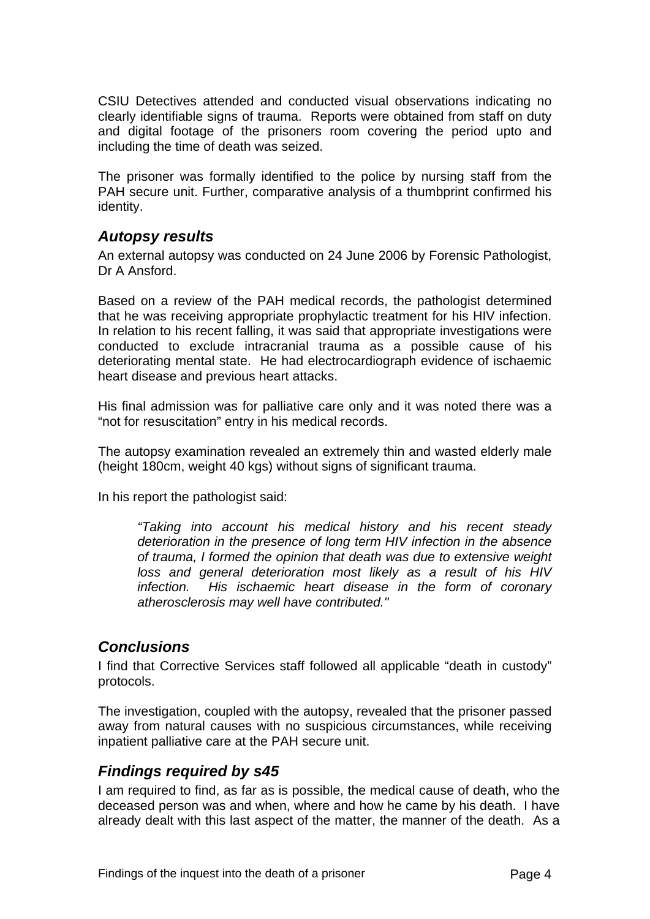CSIU Detectives attended and conducted visual observations indicating no clearly identifiable signs of trauma. Reports were obtained from staff on duty and digital footage of the prisoners room covering the period upto and including the time of death was seized.

The prisoner was formally identified to the police by nursing staff from the PAH secure unit. Further, comparative analysis of a thumbprint confirmed his identity.

## *Autopsy results*

An external autopsy was conducted on 24 June 2006 by Forensic Pathologist, Dr A Ansford.

Based on a review of the PAH medical records, the pathologist determined that he was receiving appropriate prophylactic treatment for his HIV infection. In relation to his recent falling, it was said that appropriate investigations were conducted to exclude intracranial trauma as a possible cause of his deteriorating mental state. He had electrocardiograph evidence of ischaemic heart disease and previous heart attacks.

His final admission was for palliative care only and it was noted there was a "not for resuscitation" entry in his medical records.

The autopsy examination revealed an extremely thin and wasted elderly male (height 180cm, weight 40 kgs) without signs of significant trauma.

In his report the pathologist said:

> *"Taking into account his medical history and his recent steady deterioration in the presence of long term HIV infection in the absence of trauma, I formed the opinion that death was due to extensive weight loss and general deterioration most likely as a result of his HIV infection. His ischaemic heart disease in the form of coronary atherosclerosis may well have contributed."*

## *Conclusions*

I find that Corrective Services staff followed all applicable "death in custody" protocols.

The investigation, coupled with the autopsy, revealed that the prisoner passed away from natural causes with no suspicious circumstances, while receiving inpatient palliative care at the PAH secure unit.

## *Findings required by s45*

I am required to find, as far as is possible, the medical cause of death, who the deceased person was and when, where and how he came by his death. I have already dealt with this last aspect of the matter, the manner of the death. As a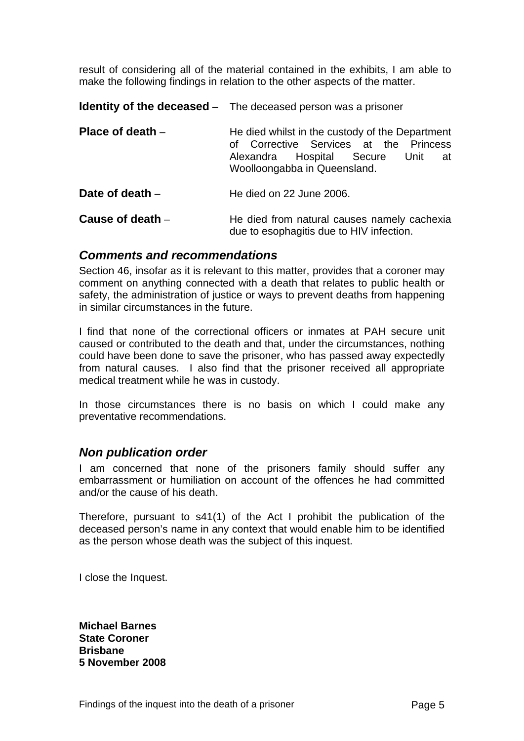result of considering all of the material contained in the exhibits, I am able to make the following findings in relation to the other aspects of the matter.

**Identity of the deceased** – The deceased person was a prisoner

**Place of death** – He died whilst in the custody of the Department of Corrective Services at the Princess Alexandra Hospital Secure Unit at Woolloongabba in Queensland.

**Date of death** – He died on 22 June 2006.

**Cause of death** – He died from natural causes namely cachexia due to esophagitis due to HIV infection.

## *Comments and recommendations*

Section 46, insofar as it is relevant to this matter, provides that a coroner may comment on anything connected with a death that relates to public health or safety, the administration of justice or ways to prevent deaths from happening in similar circumstances in the future.

I find that none of the correctional officers or inmates at PAH secure unit caused or contributed to the death and that, under the circumstances, nothing could have been done to save the prisoner, who has passed away expectedly from natural causes. I also find that the prisoner received all appropriate medical treatment while he was in custody.

In those circumstances there is no basis on which I could make any preventative recommendations.

## *Non publication order*

I am concerned that none of the prisoners family should suffer any embarrassment or humiliation on account of the offences he had committed and/or the cause of his death.

Therefore, pursuant to s41(1) of the Act I prohibit the publication of the deceased person's name in any context that would enable him to be identified as the person whose death was the subject of this inquest.

I close the Inquest.

**Michael Barnes**
**State Coroner**
**Brisbane**
**5 November 2008**